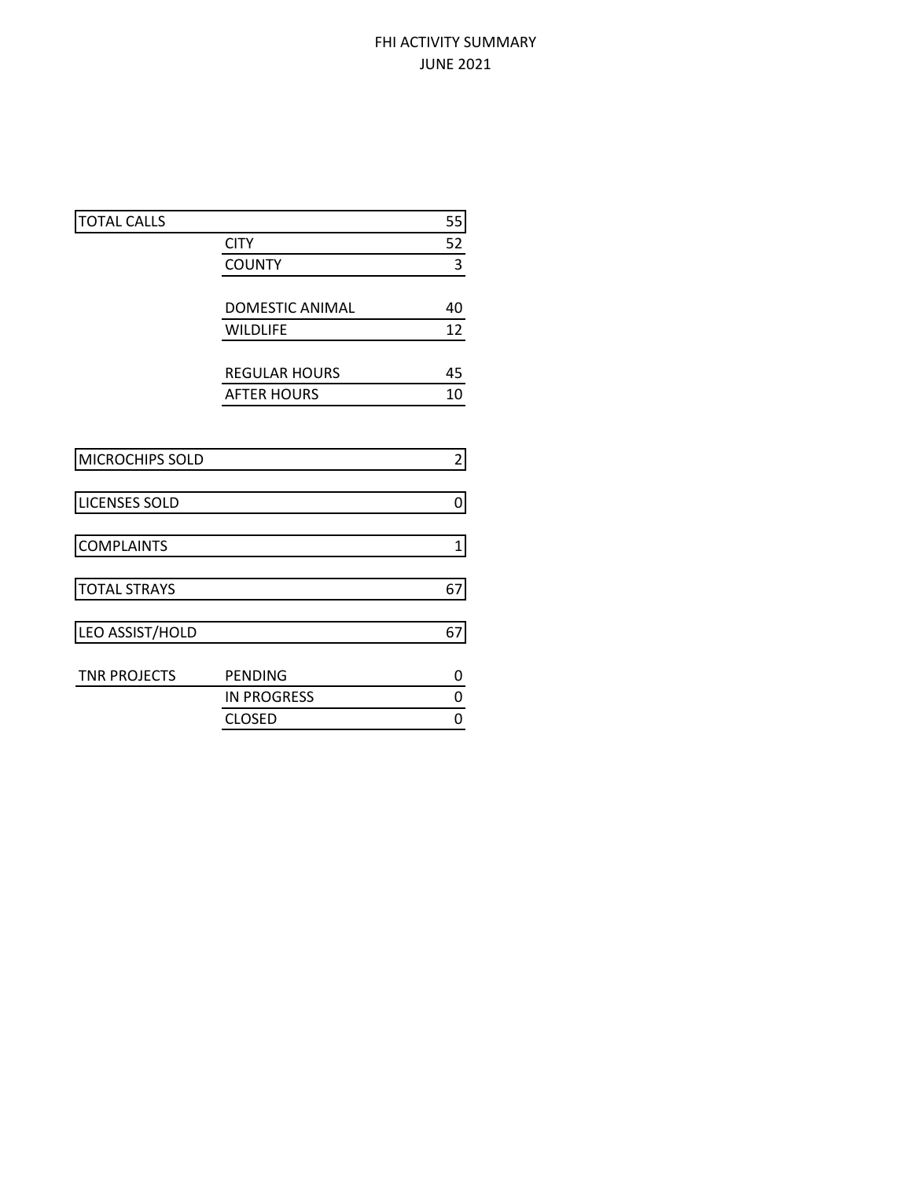# FHI ACTIVITY SUMMARY
## JUNE 2021

| | | |
|---|---|---|
| TOTAL CALLS | | 55 |
| | CITY | 52 |
| | COUNTY | 3 |
| | | |
| | DOMESTIC ANIMAL | 40 |
| | WILDLIFE | 12 |
| | | |
| | REGULAR HOURS | 45 |
| | AFTER HOURS | 10 |
| | | |
| MICROCHIPS SOLD | | 2 |
| | | |
| LICENSES SOLD | | 0 |
| | | |
| COMPLAINTS | | 1 |
| | | |
| TOTAL STRAYS | | 67 |
| | | |
| LEO ASSIST/HOLD | | 67 |
| | | |
| TNR PROJECTS | PENDING | 0 |
| | IN PROGRESS | 0 |
| | CLOSED | 0 |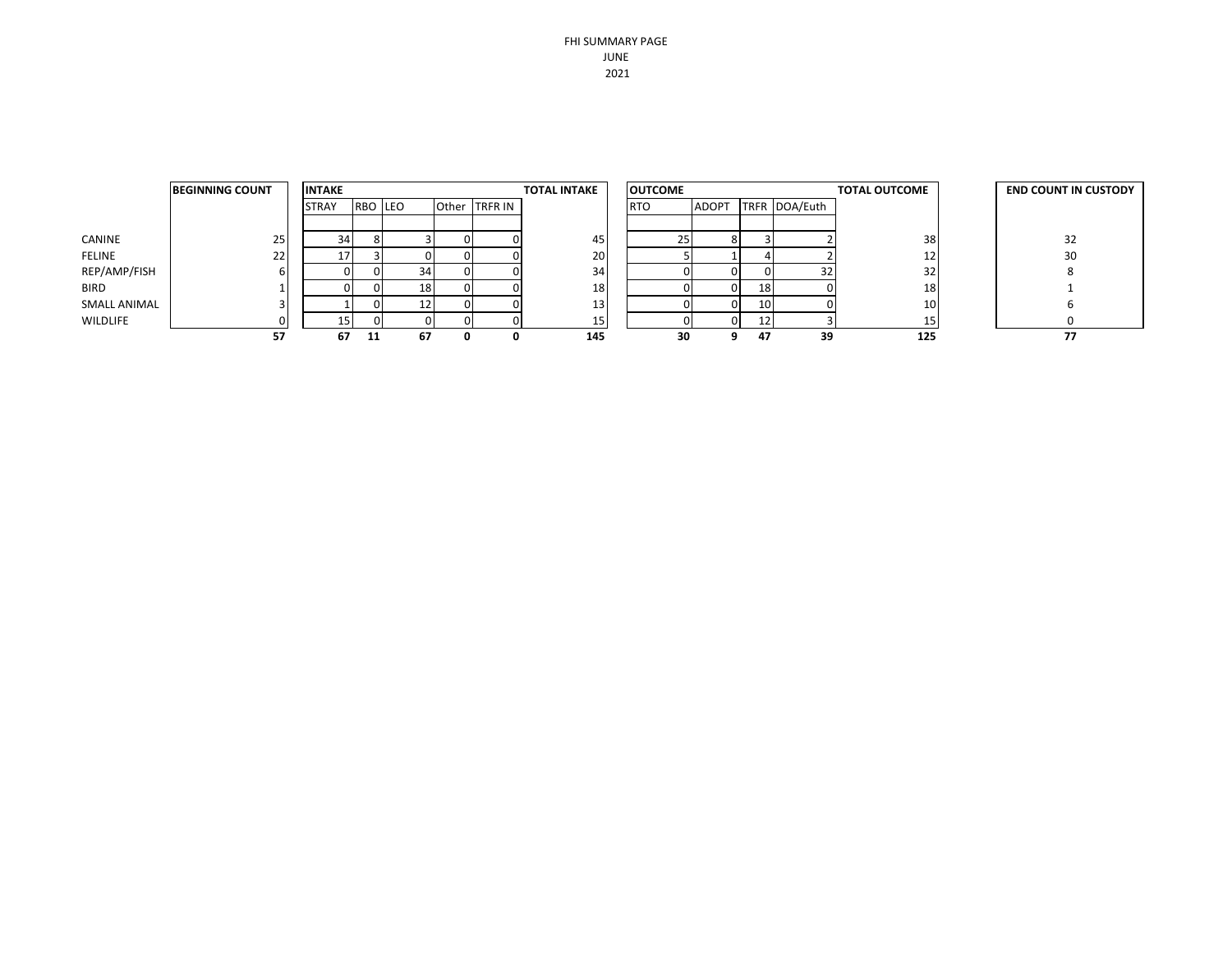FHI SUMMARY PAGE
JUNE
2021

| | BEGINNING COUNT | INTAKE | | | | | TOTAL INTAKE | OUTCOME | | | | TOTAL OUTCOME | END COUNT IN CUSTODY |
|---|---|---|---|---|---|---|---|---|---|---|---|---|---|
| | | STRAY | RBO | LEO | Other | TRFR IN | | RTO | ADOPT | TRFR | DOA/Euth | | |
| CANINE | 25 | 34 | 8 | 3 | 0 | 0 | 45 | 25 | 8 | 3 | 2 | 38 | 32 |
| FELINE | 22 | 17 | 3 | 0 | 0 | 0 | 20 | 5 | 1 | 4 | 2 | 12 | 30 |
| REP/AMP/FISH | 6 | 0 | 0 | 34 | 0 | 0 | 34 | 0 | 0 | 0 | 32 | 32 | 8 |
| BIRD | 1 | 0 | 0 | 18 | 0 | 0 | 18 | 0 | 0 | 18 | 0 | 18 | 1 |
| SMALL ANIMAL | 3 | 1 | 0 | 12 | 0 | 0 | 13 | 0 | 0 | 10 | 0 | 10 | 6 |
| WILDLIFE | 0 | 15 | 0 | 0 | 0 | 0 | 15 | 0 | 0 | 12 | 3 | 15 | 0 |
| | **57** | **67** | **11** | **67** | **0** | **0** | **145** | **30** | **9** | **47** | **39** | **125** | **77** |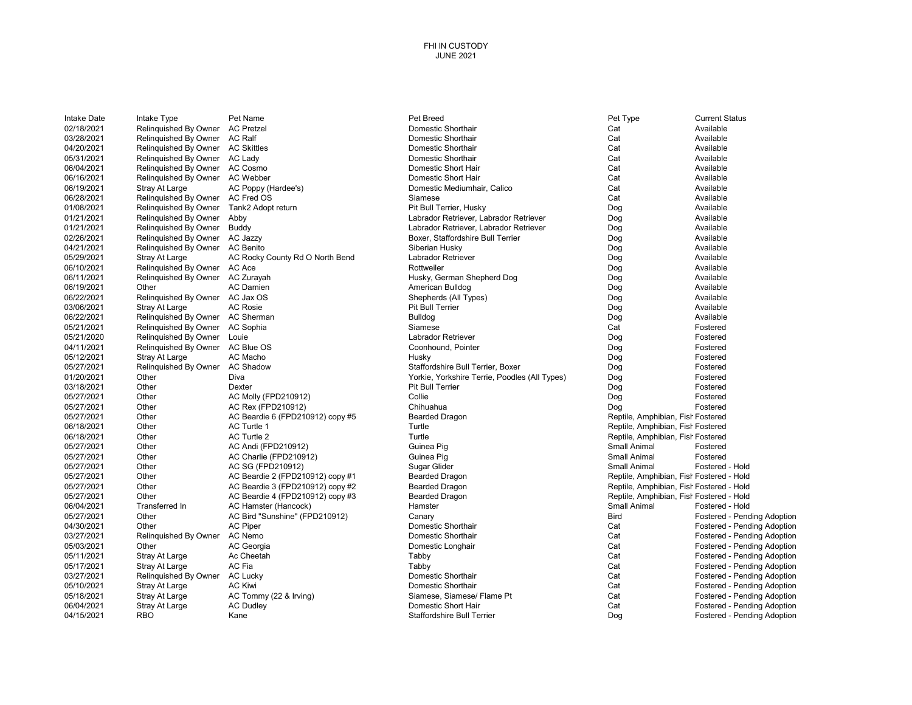FHI IN CUSTODY
JUNE 2021

| Intake Date | Intake Type | Pet Name | Pet Breed | Pet Type | Current Status |
|---|---|---|---|---|---|
| 02/18/2021 | Relinquished By Owner | AC Pretzel | Domestic Shorthair | Cat | Available |
| 03/28/2021 | Relinquished By Owner | AC Ralf | Domestic Shorthair | Cat | Available |
| 04/20/2021 | Relinquished By Owner | AC Skittles | Domestic Shorthair | Cat | Available |
| 05/31/2021 | Relinquished By Owner | AC Lady | Domestic Shorthair | Cat | Available |
| 06/04/2021 | Relinquished By Owner | AC Cosmo | Domestic Short Hair | Cat | Available |
| 06/16/2021 | Relinquished By Owner | AC Webber | Domestic Short Hair | Cat | Available |
| 06/19/2021 | Stray At Large | AC Poppy (Hardee's) | Domestic Mediumhair, Calico | Cat | Available |
| 06/28/2021 | Relinquished By Owner | AC Fred OS | Siamese | Cat | Available |
| 01/08/2021 | Relinquished By Owner | Tank2 Adopt return | Pit Bull Terrier, Husky | Dog | Available |
| 01/21/2021 | Relinquished By Owner | Abby | Labrador Retriever, Labrador Retriever | Dog | Available |
| 01/21/2021 | Relinquished By Owner | Buddy | Labrador Retriever, Labrador Retriever | Dog | Available |
| 02/26/2021 | Relinquished By Owner | AC Jazzy | Boxer, Staffordshire Bull Terrier | Dog | Available |
| 04/21/2021 | Relinquished By Owner | AC Benito | Siberian Husky | Dog | Available |
| 05/29/2021 | Stray At Large | AC Rocky County Rd O North Bend | Labrador Retriever | Dog | Available |
| 06/10/2021 | Relinquished By Owner | AC Ace | Rottweiler | Dog | Available |
| 06/11/2021 | Relinquished By Owner | AC Zurayah | Husky, German Shepherd Dog | Dog | Available |
| 06/19/2021 | Other | AC Damien | American Bulldog | Dog | Available |
| 06/22/2021 | Relinquished By Owner | AC Jax OS | Shepherds (All Types) | Dog | Available |
| 03/06/2021 | Stray At Large | AC Rosie | Pit Bull Terrier | Dog | Available |
| 06/22/2021 | Relinquished By Owner | AC Sherman | Bulldog | Dog | Available |
| 05/21/2021 | Relinquished By Owner | AC Sophia | Siamese | Cat | Fostered |
| 05/21/2020 | Relinquished By Owner | Louie | Labrador Retriever | Dog | Fostered |
| 04/11/2021 | Relinquished By Owner | AC Blue OS | Coonhound, Pointer | Dog | Fostered |
| 05/12/2021 | Stray At Large | AC Macho | Husky | Dog | Fostered |
| 05/27/2021 | Relinquished By Owner | AC Shadow | Staffordshire Bull Terrier, Boxer | Dog | Fostered |
| 01/20/2021 | Other | Diva | Yorkie, Yorkshire Terrie, Poodles (All Types) | Dog | Fostered |
| 03/18/2021 | Other | Dexter | Pit Bull Terrier | Dog | Fostered |
| 05/27/2021 | Other | AC Molly (FPD210912) | Collie | Dog | Fostered |
| 05/27/2021 | Other | AC Rex (FPD210912) | Chihuahua | Dog | Fostered |
| 05/27/2021 | Other | AC Beardie 6 (FPD210912) copy #5 | Bearded Dragon | Reptile, Amphibian, Fish | Fostered |
| 06/18/2021 | Other | AC Turtle 1 | Turtle | Reptile, Amphibian, Fish | Fostered |
| 06/18/2021 | Other | AC Turtle 2 | Turtle | Reptile, Amphibian, Fish | Fostered |
| 05/27/2021 | Other | AC Andi (FPD210912) | Guinea Pig | Small Animal | Fostered |
| 05/27/2021 | Other | AC Charlie (FPD210912) | Guinea Pig | Small Animal | Fostered |
| 05/27/2021 | Other | AC SG (FPD210912) | Sugar Glider | Small Animal | Fostered - Hold |
| 05/27/2021 | Other | AC Beardie 2 (FPD210912) copy #1 | Bearded Dragon | Reptile, Amphibian, Fish | Fostered - Hold |
| 05/27/2021 | Other | AC Beardie 3 (FPD210912) copy #2 | Bearded Dragon | Reptile, Amphibian, Fish | Fostered - Hold |
| 05/27/2021 | Other | AC Beardie 4 (FPD210912) copy #3 | Bearded Dragon | Reptile, Amphibian, Fish | Fostered - Hold |
| 06/04/2021 | Transferred In | AC Hamster (Hancock) | Hamster | Small Animal | Fostered - Hold |
| 05/27/2021 | Other | AC Bird "Sunshine" (FPD210912) | Canary | Bird | Fostered - Pending Adoption |
| 04/30/2021 | Other | AC Piper | Domestic Shorthair | Cat | Fostered - Pending Adoption |
| 03/27/2021 | Relinquished By Owner | AC Nemo | Domestic Shorthair | Cat | Fostered - Pending Adoption |
| 05/03/2021 | Other | AC Georgia | Domestic Longhair | Cat | Fostered - Pending Adoption |
| 05/11/2021 | Stray At Large | Ac Cheetah | Tabby | Cat | Fostered - Pending Adoption |
| 05/17/2021 | Stray At Large | AC Fia | Tabby | Cat | Fostered - Pending Adoption |
| 03/27/2021 | Relinquished By Owner | AC Lucky | Domestic Shorthair | Cat | Fostered - Pending Adoption |
| 05/10/2021 | Stray At Large | AC Kiwi | Domestic Shorthair | Cat | Fostered - Pending Adoption |
| 05/18/2021 | Stray At Large | AC Tommy (22 & Irving) | Siamese, Siamese/ Flame Pt | Cat | Fostered - Pending Adoption |
| 06/04/2021 | Stray At Large | AC Dudley | Domestic Short Hair | Cat | Fostered - Pending Adoption |
| 04/15/2021 | RBO | Kane | Staffordshire Bull Terrier | Dog | Fostered - Pending Adoption |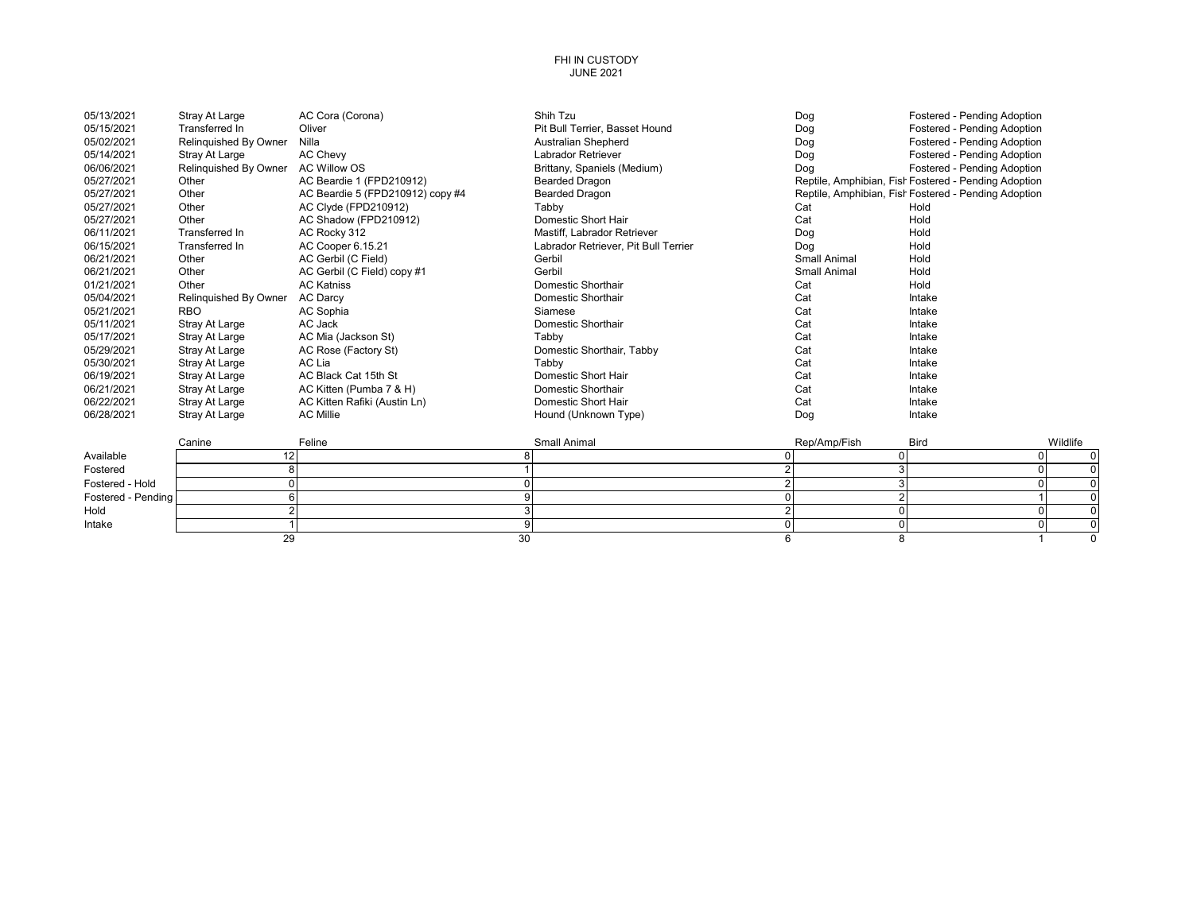# FHI IN CUSTODY
## JUNE 2021

| | | | | | |
|---|---|---|---|---|---|
| 05/13/2021 | Stray At Large | AC Cora (Corona) | Shih Tzu | Dog | Fostered - Pending Adoption |
| 05/15/2021 | Transferred In | Oliver | Pit Bull Terrier, Basset Hound | Dog | Fostered - Pending Adoption |
| 05/02/2021 | Relinquished By Owner | Nilla | Australian Shepherd | Dog | Fostered - Pending Adoption |
| 05/14/2021 | Stray At Large | AC Chevy | Labrador Retriever | Dog | Fostered - Pending Adoption |
| 06/06/2021 | Relinquished By Owner | AC Willow OS | Brittany, Spaniels (Medium) | Dog | Fostered - Pending Adoption |
| 05/27/2021 | Other | AC Beardie 1 (FPD210912) | Bearded Dragon | Reptile, Amphibian, Fish | Fostered - Pending Adoption |
| 05/27/2021 | Other | AC Beardie 5 (FPD210912) copy #4 | Bearded Dragon | Reptile, Amphibian, Fish | Fostered - Pending Adoption |
| 05/27/2021 | Other | AC Clyde (FPD210912) | Tabby | Cat | Hold |
| 05/27/2021 | Other | AC Shadow (FPD210912) | Domestic Short Hair | Cat | Hold |
| 06/11/2021 | Transferred In | AC Rocky 312 | Mastiff, Labrador Retriever | Dog | Hold |
| 06/15/2021 | Transferred In | AC Cooper 6.15.21 | Labrador Retriever, Pit Bull Terrier | Dog | Hold |
| 06/21/2021 | Other | AC Gerbil (C Field) | Gerbil | Small Animal | Hold |
| 06/21/2021 | Other | AC Gerbil (C Field) copy #1 | Gerbil | Small Animal | Hold |
| 01/21/2021 | Other | AC Katniss | Domestic Shorthair | Cat | Hold |
| 05/04/2021 | Relinquished By Owner | AC Darcy | Domestic Shorthair | Cat | Intake |
| 05/21/2021 | RBO | AC Sophia | Siamese | Cat | Intake |
| 05/11/2021 | Stray At Large | AC Jack | Domestic Shorthair | Cat | Intake |
| 05/17/2021 | Stray At Large | AC Mia (Jackson St) | Tabby | Cat | Intake |
| 05/29/2021 | Stray At Large | AC Rose (Factory St) | Domestic Shorthair, Tabby | Cat | Intake |
| 05/30/2021 | Stray At Large | AC Lia | Tabby | Cat | Intake |
| 06/19/2021 | Stray At Large | AC Black Cat 15th St | Domestic Short Hair | Cat | Intake |
| 06/21/2021 | Stray At Large | AC Kitten (Pumba 7 & H) | Domestic Shorthair | Cat | Intake |
| 06/22/2021 | Stray At Large | AC Kitten Rafiki (Austin Ln) | Domestic Short Hair | Cat | Intake |
| 06/28/2021 | Stray At Large | AC Millie | Hound (Unknown Type) | Dog | Intake |

| | Canine | Feline | Small Animal | Rep/Amp/Fish | Bird | Wildlife |
|---|---|---|---|---|---|---|
| Available | 12 | 8 | 0 | 0 | 0 | 0 |
| Fostered | 8 | 1 | 2 | 3 | 0 | 0 |
| Fostered - Hold | 0 | 0 | 2 | 3 | 0 | 0 |
| Fostered - Pending | 6 | 9 | 0 | 2 | 1 | 0 |
| Hold | 2 | 3 | 2 | 0 | 0 | 0 |
| Intake | 1 | 9 | 0 | 0 | 0 | 0 |
| | 29 | 30 | 6 | 8 | 1 | 0 |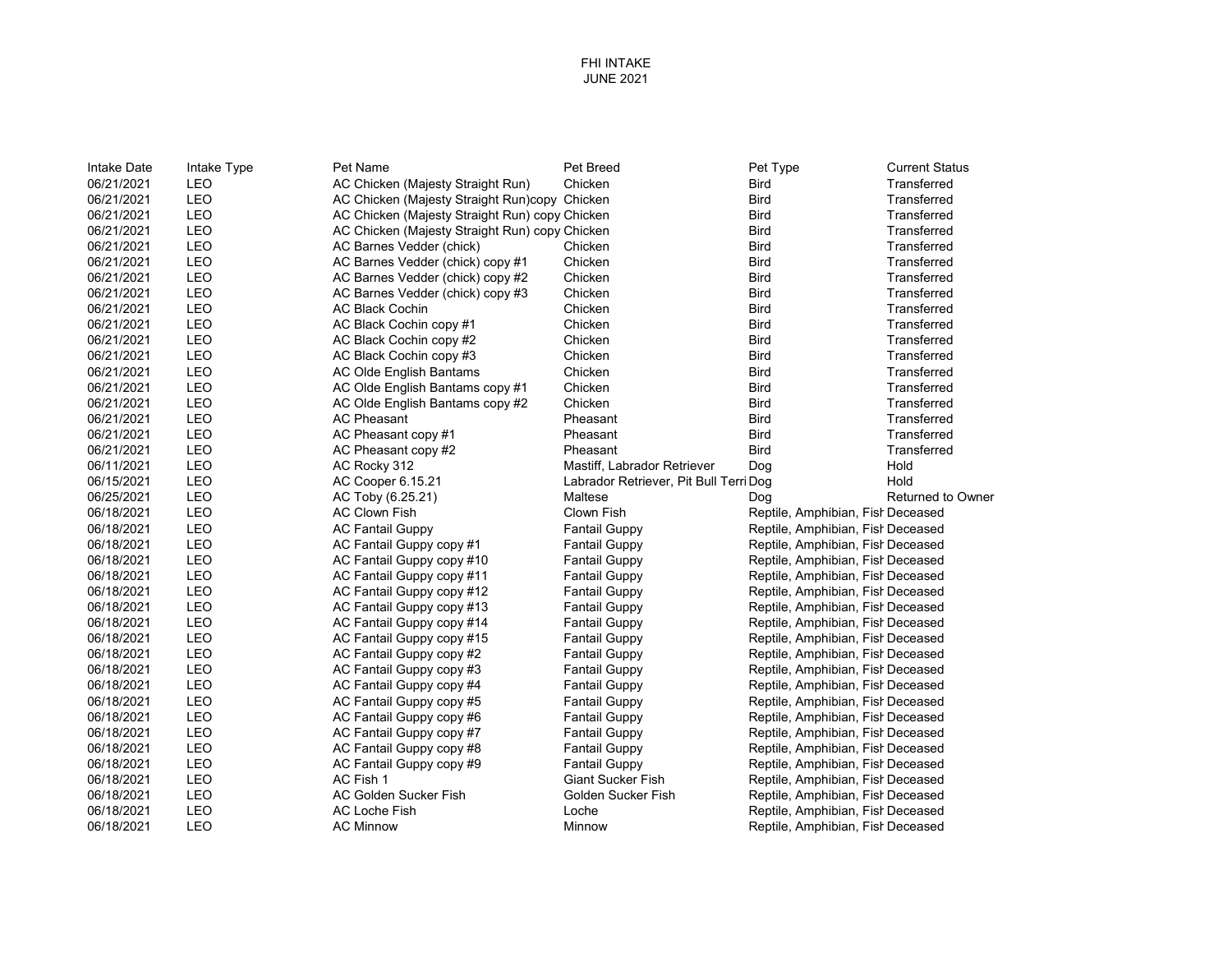FHI INTAKE
JUNE 2021

| Intake Date | Intake Type | Pet Name | Pet Breed | Pet Type | Current Status |
|---|---|---|---|---|---|
| 06/21/2021 | LEO | AC Chicken (Majesty Straight Run) | Chicken | Bird | Transferred |
| 06/21/2021 | LEO | AC Chicken (Majesty Straight Run)copy | Chicken | Bird | Transferred |
| 06/21/2021 | LEO | AC Chicken (Majesty Straight Run) copy | Chicken | Bird | Transferred |
| 06/21/2021 | LEO | AC Chicken (Majesty Straight Run) copy | Chicken | Bird | Transferred |
| 06/21/2021 | LEO | AC Barnes Vedder (chick) | Chicken | Bird | Transferred |
| 06/21/2021 | LEO | AC Barnes Vedder (chick) copy #1 | Chicken | Bird | Transferred |
| 06/21/2021 | LEO | AC Barnes Vedder (chick) copy #2 | Chicken | Bird | Transferred |
| 06/21/2021 | LEO | AC Barnes Vedder (chick) copy #3 | Chicken | Bird | Transferred |
| 06/21/2021 | LEO | AC Black Cochin | Chicken | Bird | Transferred |
| 06/21/2021 | LEO | AC Black Cochin copy #1 | Chicken | Bird | Transferred |
| 06/21/2021 | LEO | AC Black Cochin copy #2 | Chicken | Bird | Transferred |
| 06/21/2021 | LEO | AC Black Cochin copy #3 | Chicken | Bird | Transferred |
| 06/21/2021 | LEO | AC Olde English Bantams | Chicken | Bird | Transferred |
| 06/21/2021 | LEO | AC Olde English Bantams copy #1 | Chicken | Bird | Transferred |
| 06/21/2021 | LEO | AC Olde English Bantams copy #2 | Chicken | Bird | Transferred |
| 06/21/2021 | LEO | AC Pheasant | Pheasant | Bird | Transferred |
| 06/21/2021 | LEO | AC Pheasant copy #1 | Pheasant | Bird | Transferred |
| 06/21/2021 | LEO | AC Pheasant copy #2 | Pheasant | Bird | Transferred |
| 06/11/2021 | LEO | AC Rocky 312 | Mastiff, Labrador Retriever | Dog | Hold |
| 06/15/2021 | LEO | AC Cooper 6.15.21 | Labrador Retriever, Pit Bull Terri | Dog | Hold |
| 06/25/2021 | LEO | AC Toby (6.25.21) | Maltese | Dog | Returned to Owner |
| 06/18/2021 | LEO | AC Clown Fish | Clown Fish | Reptile, Amphibian, Fish | Deceased |
| 06/18/2021 | LEO | AC Fantail Guppy | Fantail Guppy | Reptile, Amphibian, Fish | Deceased |
| 06/18/2021 | LEO | AC Fantail Guppy copy #1 | Fantail Guppy | Reptile, Amphibian, Fish | Deceased |
| 06/18/2021 | LEO | AC Fantail Guppy copy #10 | Fantail Guppy | Reptile, Amphibian, Fish | Deceased |
| 06/18/2021 | LEO | AC Fantail Guppy copy #11 | Fantail Guppy | Reptile, Amphibian, Fish | Deceased |
| 06/18/2021 | LEO | AC Fantail Guppy copy #12 | Fantail Guppy | Reptile, Amphibian, Fish | Deceased |
| 06/18/2021 | LEO | AC Fantail Guppy copy #13 | Fantail Guppy | Reptile, Amphibian, Fish | Deceased |
| 06/18/2021 | LEO | AC Fantail Guppy copy #14 | Fantail Guppy | Reptile, Amphibian, Fish | Deceased |
| 06/18/2021 | LEO | AC Fantail Guppy copy #15 | Fantail Guppy | Reptile, Amphibian, Fish | Deceased |
| 06/18/2021 | LEO | AC Fantail Guppy copy #2 | Fantail Guppy | Reptile, Amphibian, Fish | Deceased |
| 06/18/2021 | LEO | AC Fantail Guppy copy #3 | Fantail Guppy | Reptile, Amphibian, Fish | Deceased |
| 06/18/2021 | LEO | AC Fantail Guppy copy #4 | Fantail Guppy | Reptile, Amphibian, Fish | Deceased |
| 06/18/2021 | LEO | AC Fantail Guppy copy #5 | Fantail Guppy | Reptile, Amphibian, Fish | Deceased |
| 06/18/2021 | LEO | AC Fantail Guppy copy #6 | Fantail Guppy | Reptile, Amphibian, Fish | Deceased |
| 06/18/2021 | LEO | AC Fantail Guppy copy #7 | Fantail Guppy | Reptile, Amphibian, Fish | Deceased |
| 06/18/2021 | LEO | AC Fantail Guppy copy #8 | Fantail Guppy | Reptile, Amphibian, Fish | Deceased |
| 06/18/2021 | LEO | AC Fantail Guppy copy #9 | Fantail Guppy | Reptile, Amphibian, Fish | Deceased |
| 06/18/2021 | LEO | AC Fish 1 | Giant Sucker Fish | Reptile, Amphibian, Fish | Deceased |
| 06/18/2021 | LEO | AC Golden Sucker Fish | Golden Sucker Fish | Reptile, Amphibian, Fish | Deceased |
| 06/18/2021 | LEO | AC Loche Fish | Loche | Reptile, Amphibian, Fish | Deceased |
| 06/18/2021 | LEO | AC Minnow | Minnow | Reptile, Amphibian, Fish | Deceased |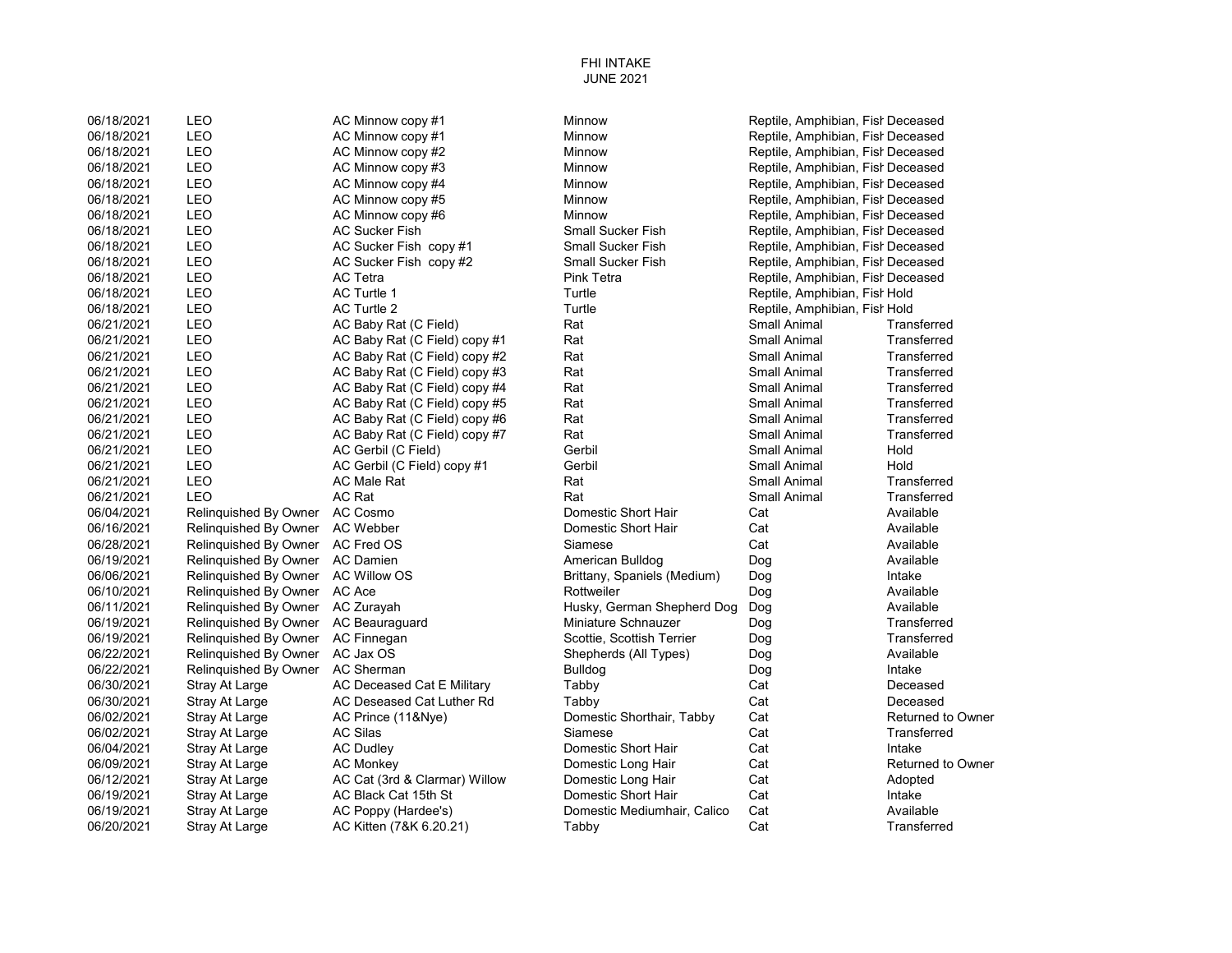FHI INTAKE
JUNE 2021

| | | | | | |
|---|---|---|---|---|---|
| 06/18/2021 | LEO | AC Minnow copy #1 | Minnow | Reptile, Amphibian, Fish | Deceased |
| 06/18/2021 | LEO | AC Minnow copy #1 | Minnow | Reptile, Amphibian, Fish | Deceased |
| 06/18/2021 | LEO | AC Minnow copy #2 | Minnow | Reptile, Amphibian, Fish | Deceased |
| 06/18/2021 | LEO | AC Minnow copy #3 | Minnow | Reptile, Amphibian, Fish | Deceased |
| 06/18/2021 | LEO | AC Minnow copy #4 | Minnow | Reptile, Amphibian, Fish | Deceased |
| 06/18/2021 | LEO | AC Minnow copy #5 | Minnow | Reptile, Amphibian, Fish | Deceased |
| 06/18/2021 | LEO | AC Minnow copy #6 | Minnow | Reptile, Amphibian, Fish | Deceased |
| 06/18/2021 | LEO | AC Sucker Fish | Small Sucker Fish | Reptile, Amphibian, Fish | Deceased |
| 06/18/2021 | LEO | AC Sucker Fish copy #1 | Small Sucker Fish | Reptile, Amphibian, Fish | Deceased |
| 06/18/2021 | LEO | AC Sucker Fish copy #2 | Small Sucker Fish | Reptile, Amphibian, Fish | Deceased |
| 06/18/2021 | LEO | AC Tetra | Pink Tetra | Reptile, Amphibian, Fish | Deceased |
| 06/18/2021 | LEO | AC Turtle 1 | Turtle | Reptile, Amphibian, Fish | Hold |
| 06/18/2021 | LEO | AC Turtle 2 | Turtle | Reptile, Amphibian, Fish | Hold |
| 06/21/2021 | LEO | AC Baby Rat (C Field) | Rat | Small Animal | Transferred |
| 06/21/2021 | LEO | AC Baby Rat (C Field) copy #1 | Rat | Small Animal | Transferred |
| 06/21/2021 | LEO | AC Baby Rat (C Field) copy #2 | Rat | Small Animal | Transferred |
| 06/21/2021 | LEO | AC Baby Rat (C Field) copy #3 | Rat | Small Animal | Transferred |
| 06/21/2021 | LEO | AC Baby Rat (C Field) copy #4 | Rat | Small Animal | Transferred |
| 06/21/2021 | LEO | AC Baby Rat (C Field) copy #5 | Rat | Small Animal | Transferred |
| 06/21/2021 | LEO | AC Baby Rat (C Field) copy #6 | Rat | Small Animal | Transferred |
| 06/21/2021 | LEO | AC Baby Rat (C Field) copy #7 | Rat | Small Animal | Transferred |
| 06/21/2021 | LEO | AC Gerbil (C Field) | Gerbil | Small Animal | Hold |
| 06/21/2021 | LEO | AC Gerbil (C Field) copy #1 | Gerbil | Small Animal | Hold |
| 06/21/2021 | LEO | AC Male Rat | Rat | Small Animal | Transferred |
| 06/21/2021 | LEO | AC Rat | Rat | Small Animal | Transferred |
| 06/04/2021 | Relinquished By Owner | AC Cosmo | Domestic Short Hair | Cat | Available |
| 06/16/2021 | Relinquished By Owner | AC Webber | Domestic Short Hair | Cat | Available |
| 06/28/2021 | Relinquished By Owner | AC Fred OS | Siamese | Cat | Available |
| 06/19/2021 | Relinquished By Owner | AC Damien | American Bulldog | Dog | Available |
| 06/06/2021 | Relinquished By Owner | AC Willow OS | Brittany, Spaniels (Medium) | Dog | Intake |
| 06/10/2021 | Relinquished By Owner | AC Ace | Rottweiler | Dog | Available |
| 06/11/2021 | Relinquished By Owner | AC Zurayah | Husky, German Shepherd Dog | Dog | Available |
| 06/19/2021 | Relinquished By Owner | AC Beauraguard | Miniature Schnauzer | Dog | Transferred |
| 06/19/2021 | Relinquished By Owner | AC Finnegan | Scottie, Scottish Terrier | Dog | Transferred |
| 06/22/2021 | Relinquished By Owner | AC Jax OS | Shepherds (All Types) | Dog | Available |
| 06/22/2021 | Relinquished By Owner | AC Sherman | Bulldog | Dog | Intake |
| 06/30/2021 | Stray At Large | AC Deceased Cat E Military | Tabby | Cat | Deceased |
| 06/30/2021 | Stray At Large | AC Deseased Cat Luther Rd | Tabby | Cat | Deceased |
| 06/02/2021 | Stray At Large | AC Prince (11&Nye) | Domestic Shorthair, Tabby | Cat | Returned to Owner |
| 06/02/2021 | Stray At Large | AC Silas | Siamese | Cat | Transferred |
| 06/04/2021 | Stray At Large | AC Dudley | Domestic Short Hair | Cat | Intake |
| 06/09/2021 | Stray At Large | AC Monkey | Domestic Long Hair | Cat | Returned to Owner |
| 06/12/2021 | Stray At Large | AC Cat (3rd & Clarmar) Willow | Domestic Long Hair | Cat | Adopted |
| 06/19/2021 | Stray At Large | AC Black Cat 15th St | Domestic Short Hair | Cat | Intake |
| 06/19/2021 | Stray At Large | AC Poppy (Hardee's) | Domestic Mediumhair, Calico | Cat | Available |
| 06/20/2021 | Stray At Large | AC Kitten (7&K 6.20.21) | Tabby | Cat | Transferred |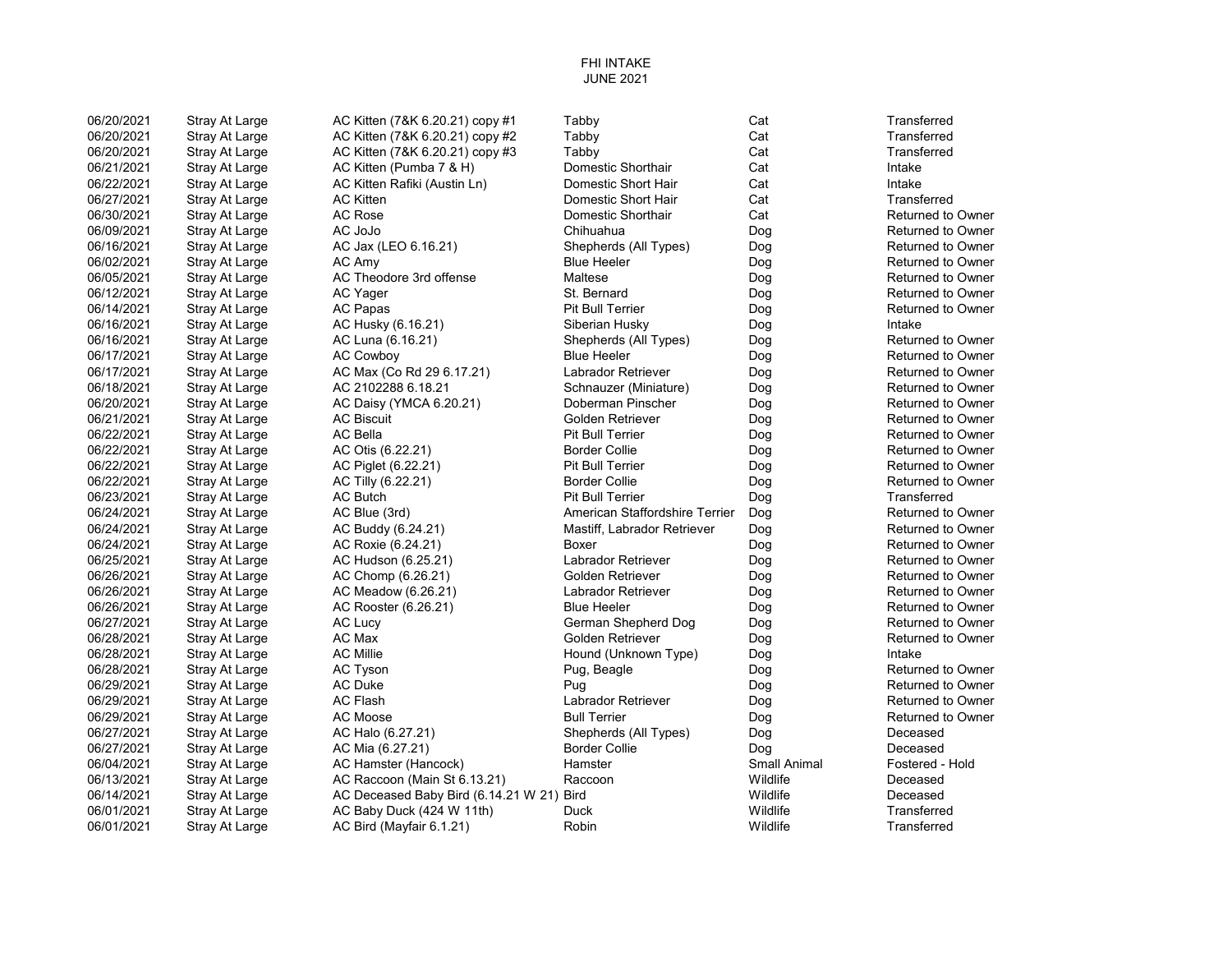# FHI INTAKE
## JUNE 2021

| | | | | | |
|---|---|---|---|---|---|
| 06/20/2021 | Stray At Large | AC Kitten (7&K 6.20.21) copy #1 | Tabby | Cat | Transferred |
| 06/20/2021 | Stray At Large | AC Kitten (7&K 6.20.21) copy #2 | Tabby | Cat | Transferred |
| 06/20/2021 | Stray At Large | AC Kitten (7&K 6.20.21) copy #3 | Tabby | Cat | Transferred |
| 06/21/2021 | Stray At Large | AC Kitten (Pumba 7 & H) | Domestic Shorthair | Cat | Intake |
| 06/22/2021 | Stray At Large | AC Kitten Rafiki (Austin Ln) | Domestic Short Hair | Cat | Intake |
| 06/27/2021 | Stray At Large | AC Kitten | Domestic Short Hair | Cat | Transferred |
| 06/30/2021 | Stray At Large | AC Rose | Domestic Shorthair | Cat | Returned to Owner |
| 06/09/2021 | Stray At Large | AC JoJo | Chihuahua | Dog | Returned to Owner |
| 06/16/2021 | Stray At Large | AC Jax (LEO 6.16.21) | Shepherds (All Types) | Dog | Returned to Owner |
| 06/02/2021 | Stray At Large | AC Amy | Blue Heeler | Dog | Returned to Owner |
| 06/05/2021 | Stray At Large | AC Theodore 3rd offense | Maltese | Dog | Returned to Owner |
| 06/12/2021 | Stray At Large | AC Yager | St. Bernard | Dog | Returned to Owner |
| 06/14/2021 | Stray At Large | AC Papas | Pit Bull Terrier | Dog | Returned to Owner |
| 06/16/2021 | Stray At Large | AC Husky (6.16.21) | Siberian Husky | Dog | Intake |
| 06/16/2021 | Stray At Large | AC Luna (6.16.21) | Shepherds (All Types) | Dog | Returned to Owner |
| 06/17/2021 | Stray At Large | AC Cowboy | Blue Heeler | Dog | Returned to Owner |
| 06/17/2021 | Stray At Large | AC Max (Co Rd 29 6.17.21) | Labrador Retriever | Dog | Returned to Owner |
| 06/18/2021 | Stray At Large | AC 2102288 6.18.21 | Schnauzer (Miniature) | Dog | Returned to Owner |
| 06/20/2021 | Stray At Large | AC Daisy (YMCA 6.20.21) | Doberman Pinscher | Dog | Returned to Owner |
| 06/21/2021 | Stray At Large | AC Biscuit | Golden Retriever | Dog | Returned to Owner |
| 06/22/2021 | Stray At Large | AC Bella | Pit Bull Terrier | Dog | Returned to Owner |
| 06/22/2021 | Stray At Large | AC Otis (6.22.21) | Border Collie | Dog | Returned to Owner |
| 06/22/2021 | Stray At Large | AC Piglet (6.22.21) | Pit Bull Terrier | Dog | Returned to Owner |
| 06/22/2021 | Stray At Large | AC Tilly (6.22.21) | Border Collie | Dog | Returned to Owner |
| 06/23/2021 | Stray At Large | AC Butch | Pit Bull Terrier | Dog | Transferred |
| 06/24/2021 | Stray At Large | AC Blue (3rd) | American Staffordshire Terrier | Dog | Returned to Owner |
| 06/24/2021 | Stray At Large | AC Buddy (6.24.21) | Mastiff, Labrador Retriever | Dog | Returned to Owner |
| 06/24/2021 | Stray At Large | AC Roxie (6.24.21) | Boxer | Dog | Returned to Owner |
| 06/25/2021 | Stray At Large | AC Hudson (6.25.21) | Labrador Retriever | Dog | Returned to Owner |
| 06/26/2021 | Stray At Large | AC Chomp (6.26.21) | Golden Retriever | Dog | Returned to Owner |
| 06/26/2021 | Stray At Large | AC Meadow (6.26.21) | Labrador Retriever | Dog | Returned to Owner |
| 06/26/2021 | Stray At Large | AC Rooster (6.26.21) | Blue Heeler | Dog | Returned to Owner |
| 06/27/2021 | Stray At Large | AC Lucy | German Shepherd Dog | Dog | Returned to Owner |
| 06/28/2021 | Stray At Large | AC Max | Golden Retriever | Dog | Returned to Owner |
| 06/28/2021 | Stray At Large | AC Millie | Hound (Unknown Type) | Dog | Intake |
| 06/28/2021 | Stray At Large | AC Tyson | Pug, Beagle | Dog | Returned to Owner |
| 06/29/2021 | Stray At Large | AC Duke | Pug | Dog | Returned to Owner |
| 06/29/2021 | Stray At Large | AC Flash | Labrador Retriever | Dog | Returned to Owner |
| 06/29/2021 | Stray At Large | AC Moose | Bull Terrier | Dog | Returned to Owner |
| 06/27/2021 | Stray At Large | AC Halo (6.27.21) | Shepherds (All Types) | Dog | Deceased |
| 06/27/2021 | Stray At Large | AC Mia (6.27.21) | Border Collie | Dog | Deceased |
| 06/04/2021 | Stray At Large | AC Hamster (Hancock) | Hamster | Small Animal | Fostered - Hold |
| 06/13/2021 | Stray At Large | AC Raccoon (Main St 6.13.21) | Raccoon | Wildlife | Deceased |
| 06/14/2021 | Stray At Large | AC Deceased Baby Bird (6.14.21 W 21) | Bird | Wildlife | Deceased |
| 06/01/2021 | Stray At Large | AC Baby Duck (424 W 11th) | Duck | Wildlife | Transferred |
| 06/01/2021 | Stray At Large | AC Bird (Mayfair 6.1.21) | Robin | Wildlife | Transferred |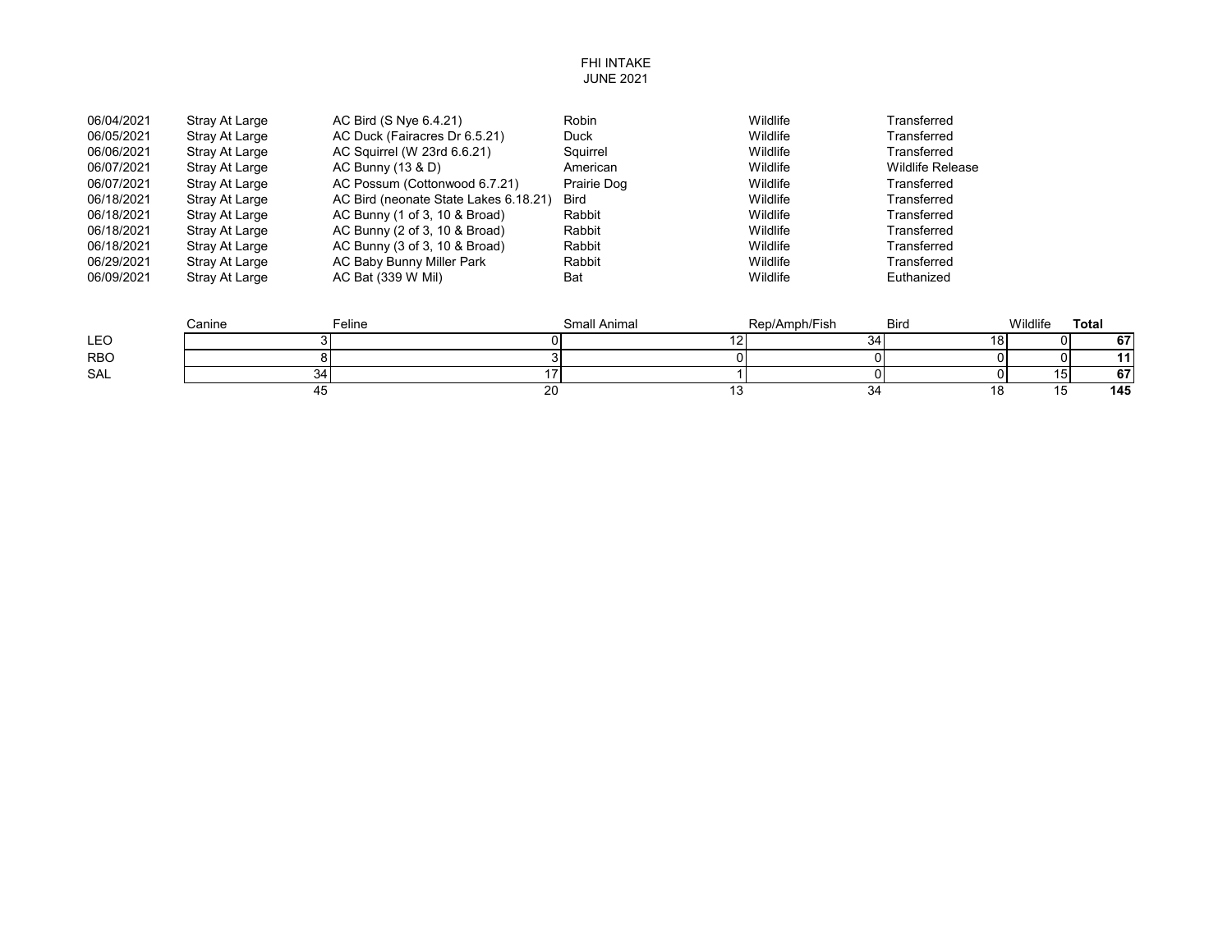# FHI INTAKE
## JUNE 2021

| | | | | | |
|---|---|---|---|---|---|
| 06/04/2021 | Stray At Large | AC Bird (S Nye 6.4.21) | Robin | Wildlife | Transferred |
| 06/05/2021 | Stray At Large | AC Duck (Fairacres Dr 6.5.21) | Duck | Wildlife | Transferred |
| 06/06/2021 | Stray At Large | AC Squirrel (W 23rd 6.6.21) | Squirrel | Wildlife | Transferred |
| 06/07/2021 | Stray At Large | AC Bunny (13 & D) | American | Wildlife | Wildlife Release |
| 06/07/2021 | Stray At Large | AC Possum (Cottonwood 6.7.21) | Prairie Dog | Wildlife | Transferred |
| 06/18/2021 | Stray At Large | AC Bird (neonate State Lakes 6.18.21) | Bird | Wildlife | Transferred |
| 06/18/2021 | Stray At Large | AC Bunny (1 of 3, 10 & Broad) | Rabbit | Wildlife | Transferred |
| 06/18/2021 | Stray At Large | AC Bunny (2 of 3, 10 & Broad) | Rabbit | Wildlife | Transferred |
| 06/18/2021 | Stray At Large | AC Bunny (3 of 3, 10 & Broad) | Rabbit | Wildlife | Transferred |
| 06/29/2021 | Stray At Large | AC Baby Bunny Miller Park | Rabbit | Wildlife | Transferred |
| 06/09/2021 | Stray At Large | AC Bat (339 W Mil) | Bat | Wildlife | Euthanized |

| | Canine | Feline | Small Animal | Rep/Amph/Fish | Bird | Wildlife | **Total** |
|---|---|---|---|---|---|---|---|
| LEO | 3 | 0 | 12 | 34 | 18 | 0 | **67** |
| RBO | 8 | 3 | 0 | 0 | 0 | 0 | **11** |
| SAL | 34 | 17 | 1 | 0 | 0 | 15 | **67** |
| | 45 | 20 | 13 | 34 | 18 | 15 | **145** |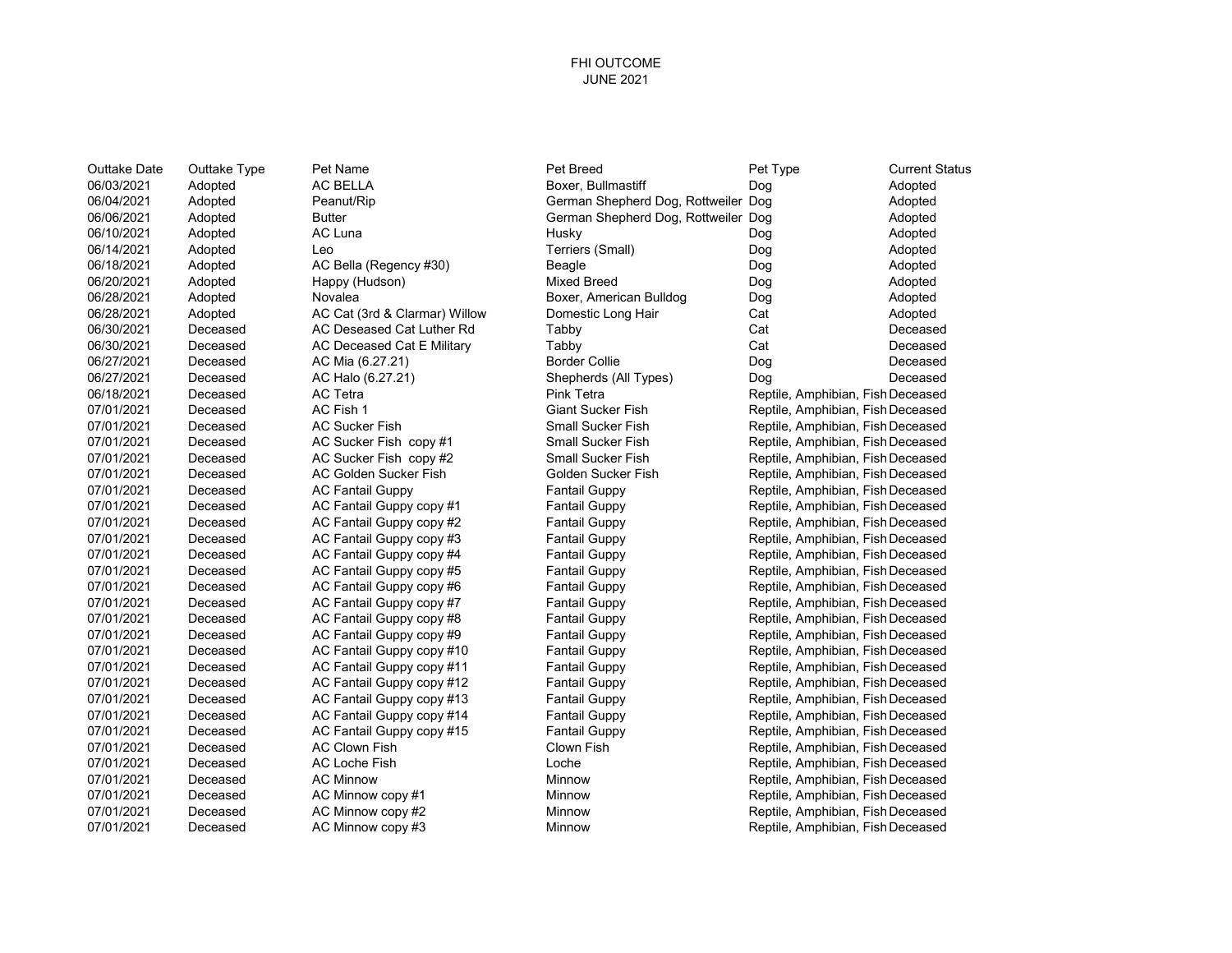FHI OUTCOME
JUNE 2021

| Outtake Date | Outtake Type | Pet Name | Pet Breed | Pet Type | Current Status |
|---|---|---|---|---|---|
| 06/03/2021 | Adopted | AC BELLA | Boxer, Bullmastiff | Dog | Adopted |
| 06/04/2021 | Adopted | Peanut/Rip | German Shepherd Dog, Rottweiler | Dog | Adopted |
| 06/06/2021 | Adopted | Butter | German Shepherd Dog, Rottweiler | Dog | Adopted |
| 06/10/2021 | Adopted | AC Luna | Husky | Dog | Adopted |
| 06/14/2021 | Adopted | Leo | Terriers (Small) | Dog | Adopted |
| 06/18/2021 | Adopted | AC Bella (Regency #30) | Beagle | Dog | Adopted |
| 06/20/2021 | Adopted | Happy (Hudson) | Mixed Breed | Dog | Adopted |
| 06/28/2021 | Adopted | Novalea | Boxer, American Bulldog | Dog | Adopted |
| 06/28/2021 | Adopted | AC Cat (3rd & Clarmar) Willow | Domestic Long Hair | Cat | Adopted |
| 06/30/2021 | Deceased | AC Deseased Cat Luther Rd | Tabby | Cat | Deceased |
| 06/30/2021 | Deceased | AC Deceased Cat E Military | Tabby | Cat | Deceased |
| 06/27/2021 | Deceased | AC Mia (6.27.21) | Border Collie | Dog | Deceased |
| 06/27/2021 | Deceased | AC Halo (6.27.21) | Shepherds (All Types) | Dog | Deceased |
| 06/18/2021 | Deceased | AC Tetra | Pink Tetra | Reptile, Amphibian, Fish | Deceased |
| 07/01/2021 | Deceased | AC Fish 1 | Giant Sucker Fish | Reptile, Amphibian, Fish | Deceased |
| 07/01/2021 | Deceased | AC Sucker Fish | Small Sucker Fish | Reptile, Amphibian, Fish | Deceased |
| 07/01/2021 | Deceased | AC Sucker Fish copy #1 | Small Sucker Fish | Reptile, Amphibian, Fish | Deceased |
| 07/01/2021 | Deceased | AC Sucker Fish copy #2 | Small Sucker Fish | Reptile, Amphibian, Fish | Deceased |
| 07/01/2021 | Deceased | AC Golden Sucker Fish | Golden Sucker Fish | Reptile, Amphibian, Fish | Deceased |
| 07/01/2021 | Deceased | AC Fantail Guppy | Fantail Guppy | Reptile, Amphibian, Fish | Deceased |
| 07/01/2021 | Deceased | AC Fantail Guppy copy #1 | Fantail Guppy | Reptile, Amphibian, Fish | Deceased |
| 07/01/2021 | Deceased | AC Fantail Guppy copy #2 | Fantail Guppy | Reptile, Amphibian, Fish | Deceased |
| 07/01/2021 | Deceased | AC Fantail Guppy copy #3 | Fantail Guppy | Reptile, Amphibian, Fish | Deceased |
| 07/01/2021 | Deceased | AC Fantail Guppy copy #4 | Fantail Guppy | Reptile, Amphibian, Fish | Deceased |
| 07/01/2021 | Deceased | AC Fantail Guppy copy #5 | Fantail Guppy | Reptile, Amphibian, Fish | Deceased |
| 07/01/2021 | Deceased | AC Fantail Guppy copy #6 | Fantail Guppy | Reptile, Amphibian, Fish | Deceased |
| 07/01/2021 | Deceased | AC Fantail Guppy copy #7 | Fantail Guppy | Reptile, Amphibian, Fish | Deceased |
| 07/01/2021 | Deceased | AC Fantail Guppy copy #8 | Fantail Guppy | Reptile, Amphibian, Fish | Deceased |
| 07/01/2021 | Deceased | AC Fantail Guppy copy #9 | Fantail Guppy | Reptile, Amphibian, Fish | Deceased |
| 07/01/2021 | Deceased | AC Fantail Guppy copy #10 | Fantail Guppy | Reptile, Amphibian, Fish | Deceased |
| 07/01/2021 | Deceased | AC Fantail Guppy copy #11 | Fantail Guppy | Reptile, Amphibian, Fish | Deceased |
| 07/01/2021 | Deceased | AC Fantail Guppy copy #12 | Fantail Guppy | Reptile, Amphibian, Fish | Deceased |
| 07/01/2021 | Deceased | AC Fantail Guppy copy #13 | Fantail Guppy | Reptile, Amphibian, Fish | Deceased |
| 07/01/2021 | Deceased | AC Fantail Guppy copy #14 | Fantail Guppy | Reptile, Amphibian, Fish | Deceased |
| 07/01/2021 | Deceased | AC Fantail Guppy copy #15 | Fantail Guppy | Reptile, Amphibian, Fish | Deceased |
| 07/01/2021 | Deceased | AC Clown Fish | Clown Fish | Reptile, Amphibian, Fish | Deceased |
| 07/01/2021 | Deceased | AC Loche Fish | Loche | Reptile, Amphibian, Fish | Deceased |
| 07/01/2021 | Deceased | AC Minnow | Minnow | Reptile, Amphibian, Fish | Deceased |
| 07/01/2021 | Deceased | AC Minnow copy #1 | Minnow | Reptile, Amphibian, Fish | Deceased |
| 07/01/2021 | Deceased | AC Minnow copy #2 | Minnow | Reptile, Amphibian, Fish | Deceased |
| 07/01/2021 | Deceased | AC Minnow copy #3 | Minnow | Reptile, Amphibian, Fish | Deceased |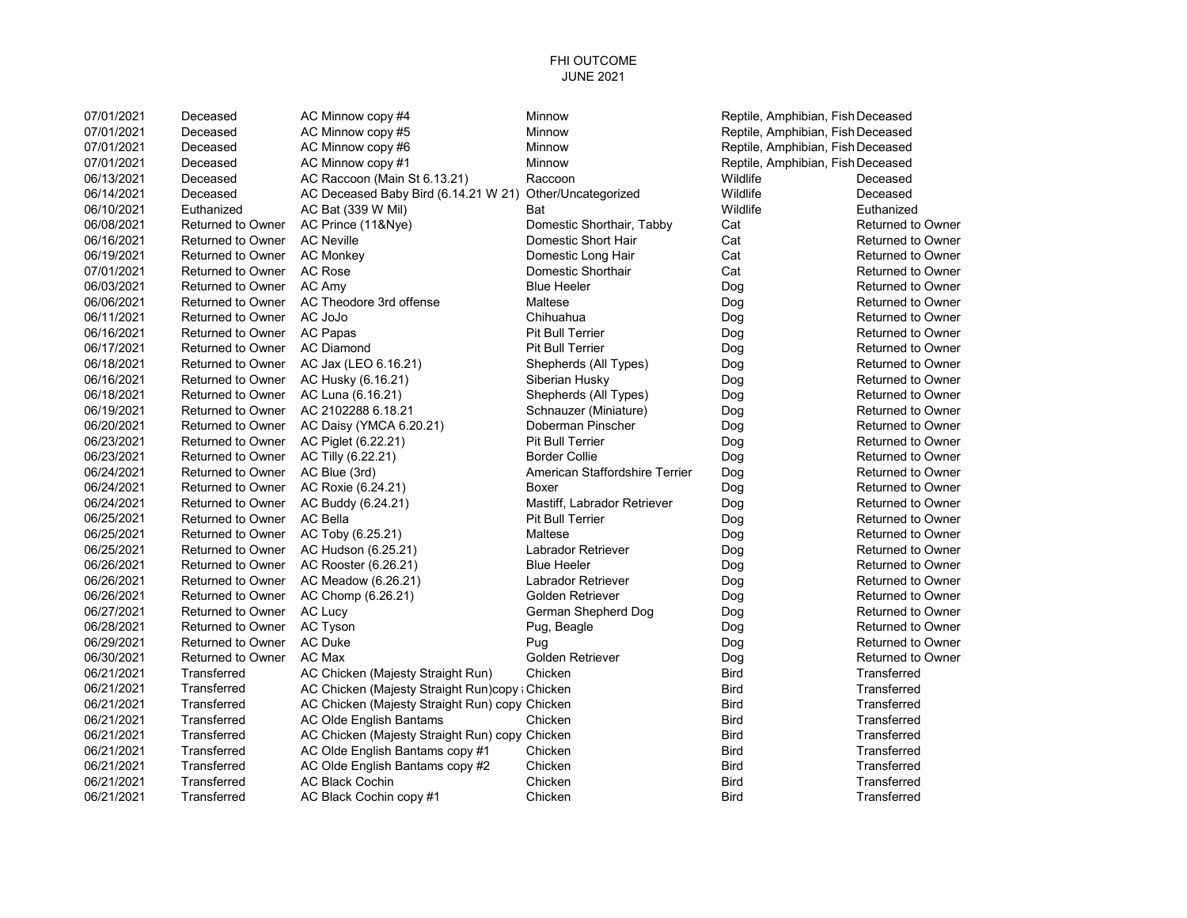FHI OUTCOME
JUNE 2021

| | | | | | |
|---|---|---|---|---|---|
| 07/01/2021 | Deceased | AC Minnow copy #4 | Minnow | Reptile, Amphibian, Fish | Deceased |
| 07/01/2021 | Deceased | AC Minnow copy #5 | Minnow | Reptile, Amphibian, Fish | Deceased |
| 07/01/2021 | Deceased | AC Minnow copy #6 | Minnow | Reptile, Amphibian, Fish | Deceased |
| 07/01/2021 | Deceased | AC Minnow copy #1 | Minnow | Reptile, Amphibian, Fish | Deceased |
| 06/13/2021 | Deceased | AC Raccoon (Main St 6.13.21) | Raccoon | Wildlife | Deceased |
| 06/14/2021 | Deceased | AC Deceased Baby Bird (6.14.21 W 21) | Other/Uncategorized | Wildlife | Deceased |
| 06/10/2021 | Euthanized | AC Bat (339 W Mil) | Bat | Wildlife | Euthanized |
| 06/08/2021 | Returned to Owner | AC Prince (11&Nye) | Domestic Shorthair, Tabby | Cat | Returned to Owner |
| 06/16/2021 | Returned to Owner | AC Neville | Domestic Short Hair | Cat | Returned to Owner |
| 06/19/2021 | Returned to Owner | AC Monkey | Domestic Long Hair | Cat | Returned to Owner |
| 07/01/2021 | Returned to Owner | AC Rose | Domestic Shorthair | Cat | Returned to Owner |
| 06/03/2021 | Returned to Owner | AC Amy | Blue Heeler | Dog | Returned to Owner |
| 06/06/2021 | Returned to Owner | AC Theodore 3rd offense | Maltese | Dog | Returned to Owner |
| 06/11/2021 | Returned to Owner | AC JoJo | Chihuahua | Dog | Returned to Owner |
| 06/16/2021 | Returned to Owner | AC Papas | Pit Bull Terrier | Dog | Returned to Owner |
| 06/17/2021 | Returned to Owner | AC Diamond | Pit Bull Terrier | Dog | Returned to Owner |
| 06/18/2021 | Returned to Owner | AC Jax (LEO 6.16.21) | Shepherds (All Types) | Dog | Returned to Owner |
| 06/16/2021 | Returned to Owner | AC Husky (6.16.21) | Siberian Husky | Dog | Returned to Owner |
| 06/18/2021 | Returned to Owner | AC Luna (6.16.21) | Shepherds (All Types) | Dog | Returned to Owner |
| 06/19/2021 | Returned to Owner | AC 2102288 6.18.21 | Schnauzer (Miniature) | Dog | Returned to Owner |
| 06/20/2021 | Returned to Owner | AC Daisy (YMCA 6.20.21) | Doberman Pinscher | Dog | Returned to Owner |
| 06/23/2021 | Returned to Owner | AC Piglet (6.22.21) | Pit Bull Terrier | Dog | Returned to Owner |
| 06/23/2021 | Returned to Owner | AC Tilly (6.22.21) | Border Collie | Dog | Returned to Owner |
| 06/24/2021 | Returned to Owner | AC Blue (3rd) | American Staffordshire Terrier | Dog | Returned to Owner |
| 06/24/2021 | Returned to Owner | AC Roxie (6.24.21) | Boxer | Dog | Returned to Owner |
| 06/24/2021 | Returned to Owner | AC Buddy (6.24.21) | Mastiff, Labrador Retriever | Dog | Returned to Owner |
| 06/25/2021 | Returned to Owner | AC Bella | Pit Bull Terrier | Dog | Returned to Owner |
| 06/25/2021 | Returned to Owner | AC Toby (6.25.21) | Maltese | Dog | Returned to Owner |
| 06/25/2021 | Returned to Owner | AC Hudson (6.25.21) | Labrador Retriever | Dog | Returned to Owner |
| 06/26/2021 | Returned to Owner | AC Rooster (6.26.21) | Blue Heeler | Dog | Returned to Owner |
| 06/26/2021 | Returned to Owner | AC Meadow (6.26.21) | Labrador Retriever | Dog | Returned to Owner |
| 06/26/2021 | Returned to Owner | AC Chomp (6.26.21) | Golden Retriever | Dog | Returned to Owner |
| 06/27/2021 | Returned to Owner | AC Lucy | German Shepherd Dog | Dog | Returned to Owner |
| 06/28/2021 | Returned to Owner | AC Tyson | Pug, Beagle | Dog | Returned to Owner |
| 06/29/2021 | Returned to Owner | AC Duke | Pug | Dog | Returned to Owner |
| 06/30/2021 | Returned to Owner | AC Max | Golden Retriever | Dog | Returned to Owner |
| 06/21/2021 | Transferred | AC Chicken (Majesty Straight Run) | Chicken | Bird | Transferred |
| 06/21/2021 | Transferred | AC Chicken (Majesty Straight Run)copy | Chicken | Bird | Transferred |
| 06/21/2021 | Transferred | AC Chicken (Majesty Straight Run) copy | Chicken | Bird | Transferred |
| 06/21/2021 | Transferred | AC Olde English Bantams | Chicken | Bird | Transferred |
| 06/21/2021 | Transferred | AC Chicken (Majesty Straight Run) copy | Chicken | Bird | Transferred |
| 06/21/2021 | Transferred | AC Olde English Bantams copy #1 | Chicken | Bird | Transferred |
| 06/21/2021 | Transferred | AC Olde English Bantams copy #2 | Chicken | Bird | Transferred |
| 06/21/2021 | Transferred | AC Black Cochin | Chicken | Bird | Transferred |
| 06/21/2021 | Transferred | AC Black Cochin copy #1 | Chicken | Bird | Transferred |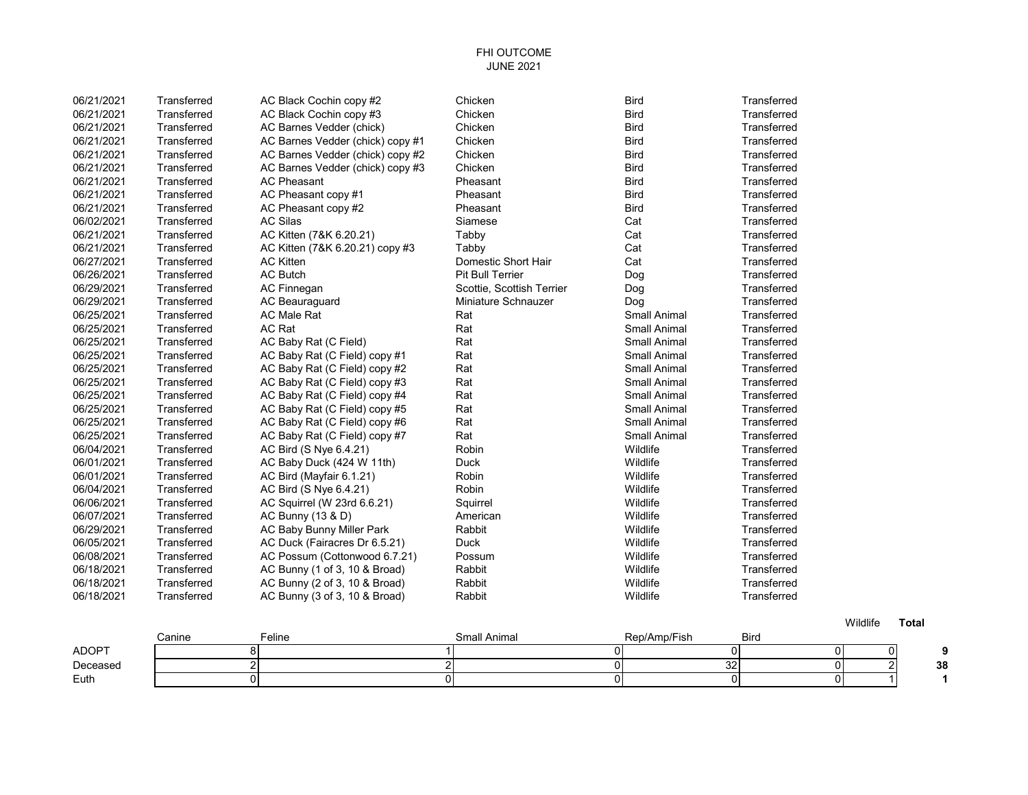FHI OUTCOME
JUNE 2021

| | | | | | |
|---|---|---|---|---|---|
| 06/21/2021 | Transferred | AC Black Cochin copy #2 | Chicken | Bird | Transferred |
| 06/21/2021 | Transferred | AC Black Cochin copy #3 | Chicken | Bird | Transferred |
| 06/21/2021 | Transferred | AC Barnes Vedder (chick) | Chicken | Bird | Transferred |
| 06/21/2021 | Transferred | AC Barnes Vedder (chick) copy #1 | Chicken | Bird | Transferred |
| 06/21/2021 | Transferred | AC Barnes Vedder (chick) copy #2 | Chicken | Bird | Transferred |
| 06/21/2021 | Transferred | AC Barnes Vedder (chick) copy #3 | Chicken | Bird | Transferred |
| 06/21/2021 | Transferred | AC Pheasant | Pheasant | Bird | Transferred |
| 06/21/2021 | Transferred | AC Pheasant copy #1 | Pheasant | Bird | Transferred |
| 06/21/2021 | Transferred | AC Pheasant copy #2 | Pheasant | Bird | Transferred |
| 06/02/2021 | Transferred | AC Silas | Siamese | Cat | Transferred |
| 06/21/2021 | Transferred | AC Kitten (7&K 6.20.21) | Tabby | Cat | Transferred |
| 06/21/2021 | Transferred | AC Kitten (7&K 6.20.21) copy #3 | Tabby | Cat | Transferred |
| 06/27/2021 | Transferred | AC Kitten | Domestic Short Hair | Cat | Transferred |
| 06/26/2021 | Transferred | AC Butch | Pit Bull Terrier | Dog | Transferred |
| 06/29/2021 | Transferred | AC Finnegan | Scottie, Scottish Terrier | Dog | Transferred |
| 06/29/2021 | Transferred | AC Beauraguard | Miniature Schnauzer | Dog | Transferred |
| 06/25/2021 | Transferred | AC Male Rat | Rat | Small Animal | Transferred |
| 06/25/2021 | Transferred | AC Rat | Rat | Small Animal | Transferred |
| 06/25/2021 | Transferred | AC Baby Rat (C Field) | Rat | Small Animal | Transferred |
| 06/25/2021 | Transferred | AC Baby Rat (C Field) copy #1 | Rat | Small Animal | Transferred |
| 06/25/2021 | Transferred | AC Baby Rat (C Field) copy #2 | Rat | Small Animal | Transferred |
| 06/25/2021 | Transferred | AC Baby Rat (C Field) copy #3 | Rat | Small Animal | Transferred |
| 06/25/2021 | Transferred | AC Baby Rat (C Field) copy #4 | Rat | Small Animal | Transferred |
| 06/25/2021 | Transferred | AC Baby Rat (C Field) copy #5 | Rat | Small Animal | Transferred |
| 06/25/2021 | Transferred | AC Baby Rat (C Field) copy #6 | Rat | Small Animal | Transferred |
| 06/25/2021 | Transferred | AC Baby Rat (C Field) copy #7 | Rat | Small Animal | Transferred |
| 06/04/2021 | Transferred | AC Bird (S Nye 6.4.21) | Robin | Wildlife | Transferred |
| 06/01/2021 | Transferred | AC Baby Duck (424 W 11th) | Duck | Wildlife | Transferred |
| 06/01/2021 | Transferred | AC Bird (Mayfair 6.1.21) | Robin | Wildlife | Transferred |
| 06/04/2021 | Transferred | AC Bird (S Nye 6.4.21) | Robin | Wildlife | Transferred |
| 06/06/2021 | Transferred | AC Squirrel (W 23rd 6.6.21) | Squirrel | Wildlife | Transferred |
| 06/07/2021 | Transferred | AC Bunny (13 & D) | American | Wildlife | Transferred |
| 06/29/2021 | Transferred | AC Baby Bunny Miller Park | Rabbit | Wildlife | Transferred |
| 06/05/2021 | Transferred | AC Duck (Fairacres Dr 6.5.21) | Duck | Wildlife | Transferred |
| 06/08/2021 | Transferred | AC Possum (Cottonwood 6.7.21) | Possum | Wildlife | Transferred |
| 06/18/2021 | Transferred | AC Bunny (1 of 3, 10 & Broad) | Rabbit | Wildlife | Transferred |
| 06/18/2021 | Transferred | AC Bunny (2 of 3, 10 & Broad) | Rabbit | Wildlife | Transferred |
| 06/18/2021 | Transferred | AC Bunny (3 of 3, 10 & Broad) | Rabbit | Wildlife | Transferred |

| | Canine | Feline | Small Animal | Rep/Amp/Fish | Bird | Wildlife | **Total** |
|---|---|---|---|---|---|---|---|
| ADOPT | 8 | 1 | 0 | 0 | 0 | 0 | **9** |
| Deceased | 2 | 2 | 0 | 32 | 0 | 2 | **38** |
| Euth | 0 | 0 | 0 | 0 | 0 | 1 | **1** |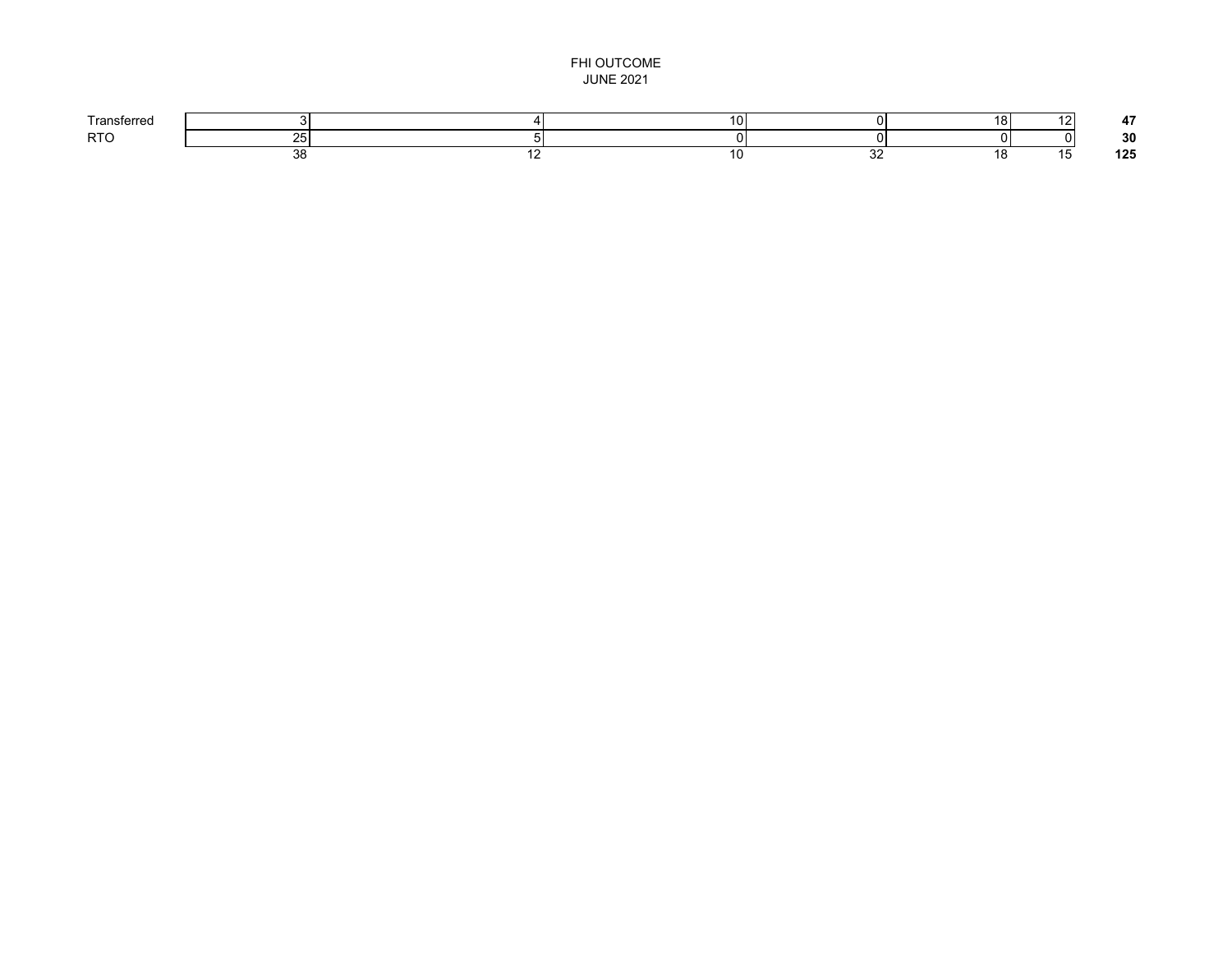FHI OUTCOME
JUNE 2021

| | | | | | | | |
|---|---|---|---|---|---|---|---|
| Transferred | 3 | 4 | 10 | 0 | 18 | 12 | **47** |
| RTO | 25 | 5 | 0 | 0 | 0 | 0 | **30** |
| | 38 | 12 | 10 | 32 | 18 | 15 | **125** |